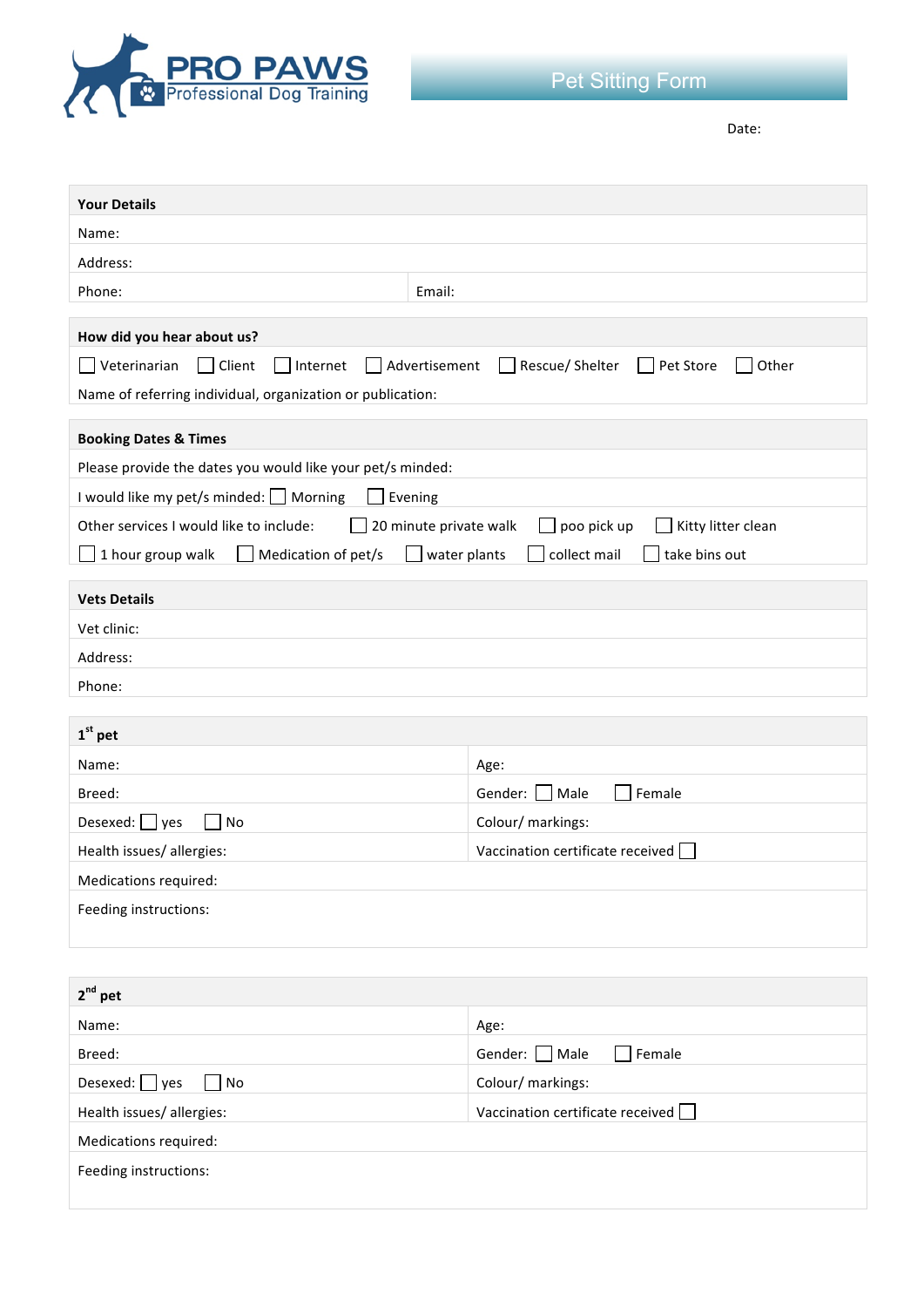# PRO PAWS

Professional Dog Training

## Pet Sitting Form

Date:

### Your Details

Name:

Address:

Phone: | Email:

### How did you hear about us?

☐ Veterinarian ☐ Client ☐ Internet ☐ Advertisement ☐ Rescue/ Shelter ☐ Pet Store ☐ Other

Name of referring individual, organization or publication:

### Booking Dates & Times

Please provide the dates you would like your pet/s minded:

I would like my pet/s minded: ☐ Morning ☐ Evening

Other services I would like to include: ☐ 20 minute private walk ☐ poo pick up ☐ Kitty litter clean

☐ 1 hour group walk ☐ Medication of pet/s ☐ water plants ☐ collect mail ☐ take bins out

### Vets Details

Vet clinic:

Address:

Phone:

### 1st pet

| Name: | Age: |
|---|---|
| Breed: | Gender: ☐ Male ☐ Female |
| Desexed: ☐ yes ☐ No | Colour/ markings: |
| Health issues/ allergies: | Vaccination certificate received ☐ |

Medications required:

Feeding instructions:

### 2nd pet

| Name: | Age: |
|---|---|
| Breed: | Gender: ☐ Male ☐ Female |
| Desexed: ☐ yes ☐ No | Colour/ markings: |
| Health issues/ allergies: | Vaccination certificate received ☐ |

Medications required:

Feeding instructions: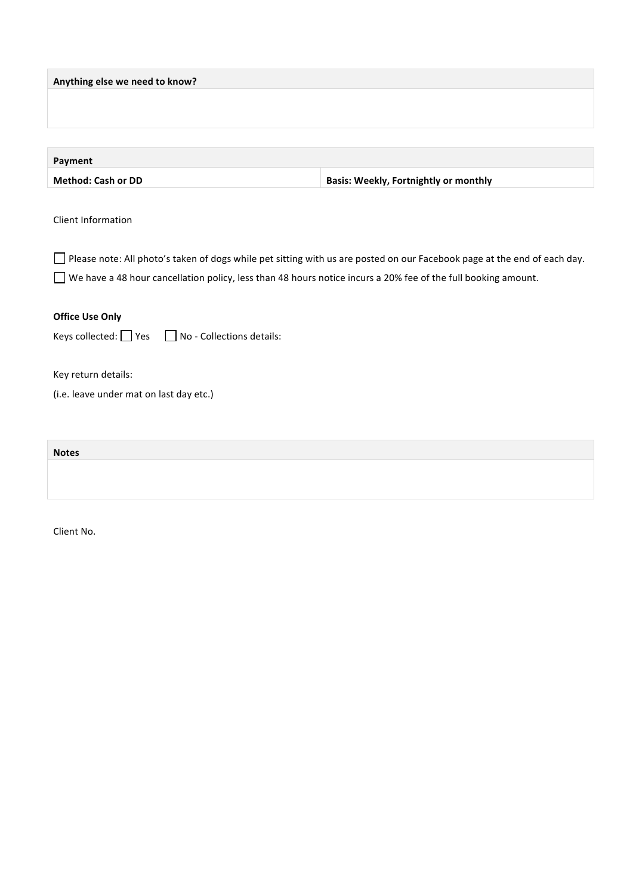| **Anything else we need to know?** |
| --- |
| |

| **Payment** | |
| --- | --- |
| **Method: Cash or DD** | **Basis: Weekly, Fortnightly or monthly** |

Client Information

☐ Please note: All photo's taken of dogs while pet sitting with us are posted on our Facebook page at the end of each day.

☐ We have a 48 hour cancellation policy, less than 48 hours notice incurs a 20% fee of the full booking amount.

**Office Use Only**

Keys collected: ☐ Yes ☐ No - Collections details:

Key return details:

(i.e. leave under mat on last day etc.)

| **Notes** |
| --- |
| |

Client No.